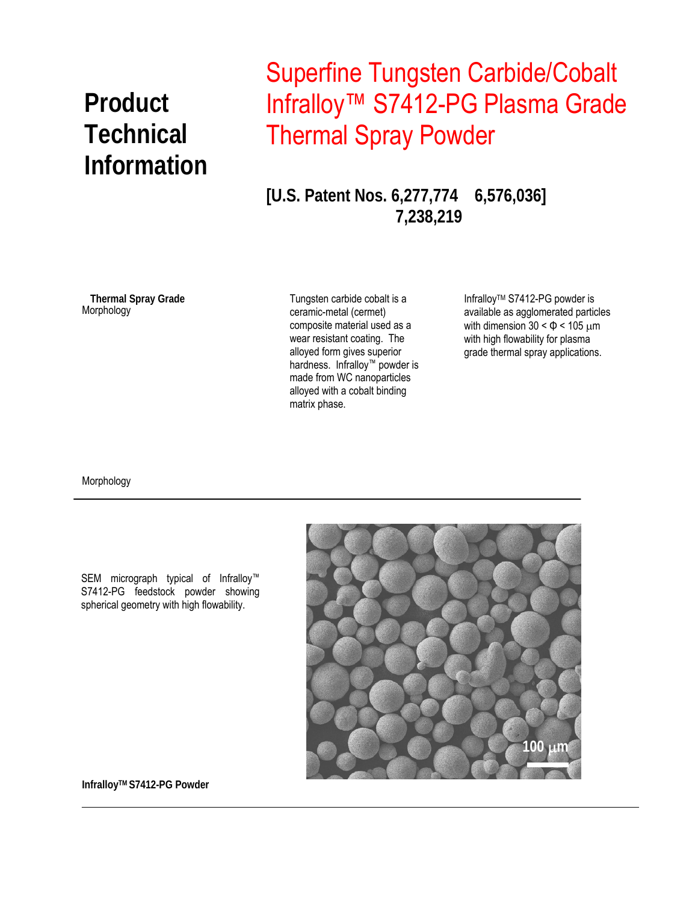# Product Technical Information

# Superfine Tungsten Carbide/Cobalt Infralloy™ S7412-PG Plasma Grade Thermal Spray Powder

**[U.S. Patent Nos. 6,277,774 6,576,036] 7,238,219**

**Thermal Spray Grade**
Morphology

Tungsten carbide cobalt is a ceramic-metal (cermet) composite material used as a wear resistant coating. The alloyed form gives superior hardness. Infralloy™ powder is made from WC nanoparticles alloyed with a cobalt binding matrix phase.

Infralloy™ S7412-PG powder is available as agglomerated particles with dimension $30 < \Phi < 105$ μm with high flowability for plasma grade thermal spray applications.

Morphology

---

SEM micrograph typical of Infralloy™ S7412-PG feedstock powder showing spherical geometry with high flowability.

100 μm

**Infralloy™ S7412-PG Powder**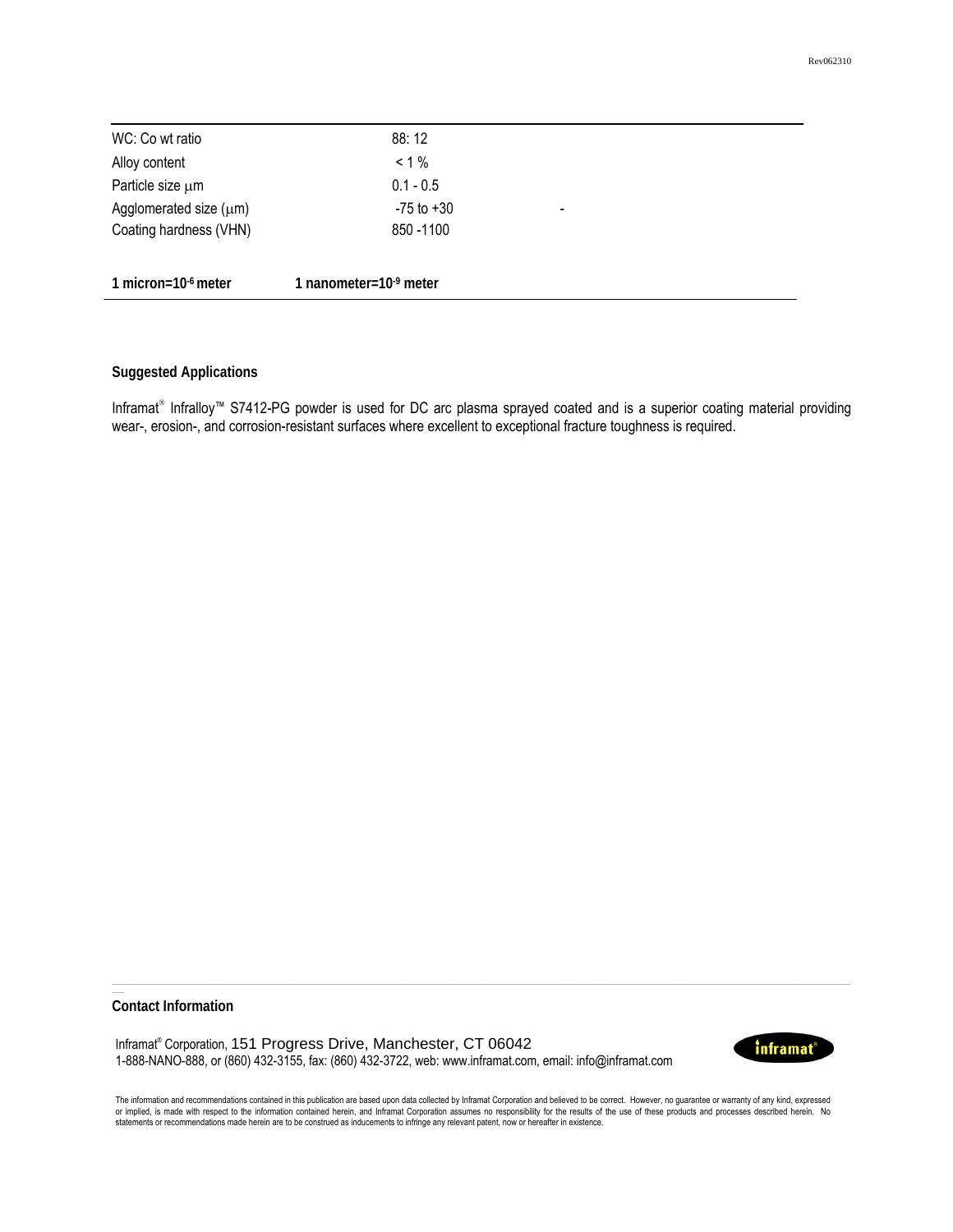| | | |
|---|---|---|
| WC: Co wt ratio | 88: 12 | |
| Alloy content | < 1 % | |
| Particle size μm | 0.1 - 0.5 | |
| Agglomerated size (μm) | -75 to +30 | - |
| Coating hardness (VHN) | 850 -1100 | |

**1 micron=$10^{-6}$ meter** **1 nanometer=$10^{-9}$ meter**

**Suggested Applications**

Inframat® Infralloy™ S7412-PG powder is used for DC arc plasma sprayed coated and is a superior coating material providing wear-, erosion-, and corrosion-resistant surfaces where excellent to exceptional fracture toughness is required.

**Contact Information**

Inframat® Corporation, 151 Progress Drive, Manchester, CT 06042
1-888-NANO-888, or (860) 432-3155, fax: (860) 432-3722, web: www.inframat.com, email: info@inframat.com

The information and recommendations contained in this publication are based upon data collected by Inframat Corporation and believed to be correct. However, no guarantee or warranty of any kind, expressed or implied, is made with respect to the information contained herein, and Inframat Corporation assumes no responsibility for the results of the use of these products and processes described herein. No statements or recommendations made herein are to be construed as inducements to infringe any relevant patent, now or hereafter in existence.